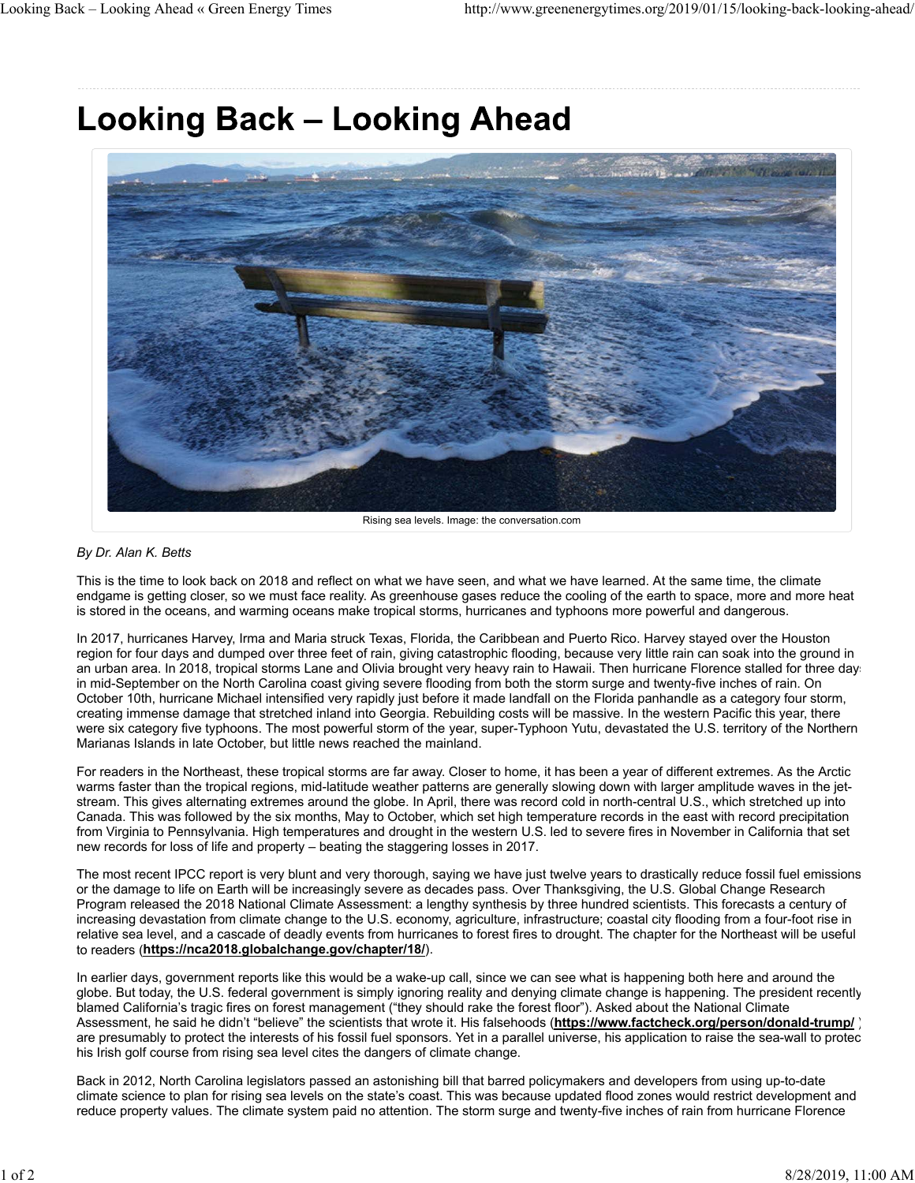# Looking Back – Looking Ahead

Rising sea levels. Image: the conversation.com

*By Dr. Alan K. Betts*

This is the time to look back on 2018 and reflect on what we have seen, and what we have learned. At the same time, the climate endgame is getting closer, so we must face reality. As greenhouse gases reduce the cooling of the earth to space, more and more heat is stored in the oceans, and warming oceans make tropical storms, hurricanes and typhoons more powerful and dangerous.

In 2017, hurricanes Harvey, Irma and Maria struck Texas, Florida, the Caribbean and Puerto Rico. Harvey stayed over the Houston region for four days and dumped over three feet of rain, giving catastrophic flooding, because very little rain can soak into the ground in an urban area. In 2018, tropical storms Lane and Olivia brought very heavy rain to Hawaii. Then hurricane Florence stalled for three days in mid-September on the North Carolina coast giving severe flooding from both the storm surge and twenty-five inches of rain. On October 10th, hurricane Michael intensified very rapidly just before it made landfall on the Florida panhandle as a category four storm, creating immense damage that stretched inland into Georgia. Rebuilding costs will be massive. In the western Pacific this year, there were six category five typhoons. The most powerful storm of the year, super-Typhoon Yutu, devastated the U.S. territory of the Northern Marianas Islands in late October, but little news reached the mainland.

For readers in the Northeast, these tropical storms are far away. Closer to home, it has been a year of different extremes. As the Arctic warms faster than the tropical regions, mid-latitude weather patterns are generally slowing down with larger amplitude waves in the jet-stream. This gives alternating extremes around the globe. In April, there was record cold in north-central U.S., which stretched up into Canada. This was followed by the six months, May to October, which set high temperature records in the east with record precipitation from Virginia to Pennsylvania. High temperatures and drought in the western U.S. led to severe fires in November in California that set new records for loss of life and property – beating the staggering losses in 2017.

The most recent IPCC report is very blunt and very thorough, saying we have just twelve years to drastically reduce fossil fuel emissions or the damage to life on Earth will be increasingly severe as decades pass. Over Thanksgiving, the U.S. Global Change Research Program released the 2018 National Climate Assessment: a lengthy synthesis by three hundred scientists. This forecasts a century of increasing devastation from climate change to the U.S. economy, agriculture, infrastructure; coastal city flooding from a four-foot rise in relative sea level, and a cascade of deadly events from hurricanes to forest fires to drought. The chapter for the Northeast will be useful to readers (**https://nca2018.globalchange.gov/chapter/18/**).

In earlier days, government reports like this would be a wake-up call, since we can see what is happening both here and around the globe. But today, the U.S. federal government is simply ignoring reality and denying climate change is happening. The president recently blamed California's tragic fires on forest management ("they should rake the forest floor"). Asked about the National Climate Assessment, he said he didn't "believe" the scientists that wrote it. His falsehoods (**https://www.factcheck.org/person/donald-trump/**) are presumably to protect the interests of his fossil fuel sponsors. Yet in a parallel universe, his application to raise the sea-wall to protect his Irish golf course from rising sea level cites the dangers of climate change.

Back in 2012, North Carolina legislators passed an astonishing bill that barred policymakers and developers from using up-to-date climate science to plan for rising sea levels on the state's coast. This was because updated flood zones would restrict development and reduce property values. The climate system paid no attention. The storm surge and twenty-five inches of rain from hurricane Florence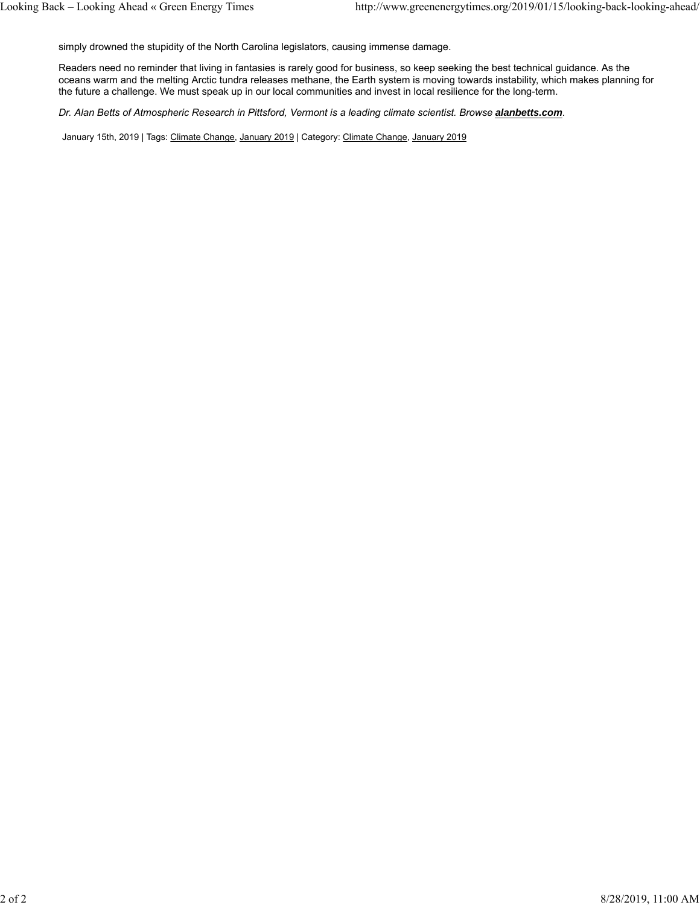simply drowned the stupidity of the North Carolina legislators, causing immense damage.

Readers need no reminder that living in fantasies is rarely good for business, so keep seeking the best technical guidance. As the oceans warm and the melting Arctic tundra releases methane, the Earth system is moving towards instability, which makes planning for the future a challenge. We must speak up in our local communities and invest in local resilience for the long-term.

*Dr. Alan Betts of Atmospheric Research in Pittsford, Vermont is a leading climate scientist. Browse **alanbetts.com**.*

January 15th, 2019 | Tags: Climate Change, January 2019 | Category: Climate Change, January 2019